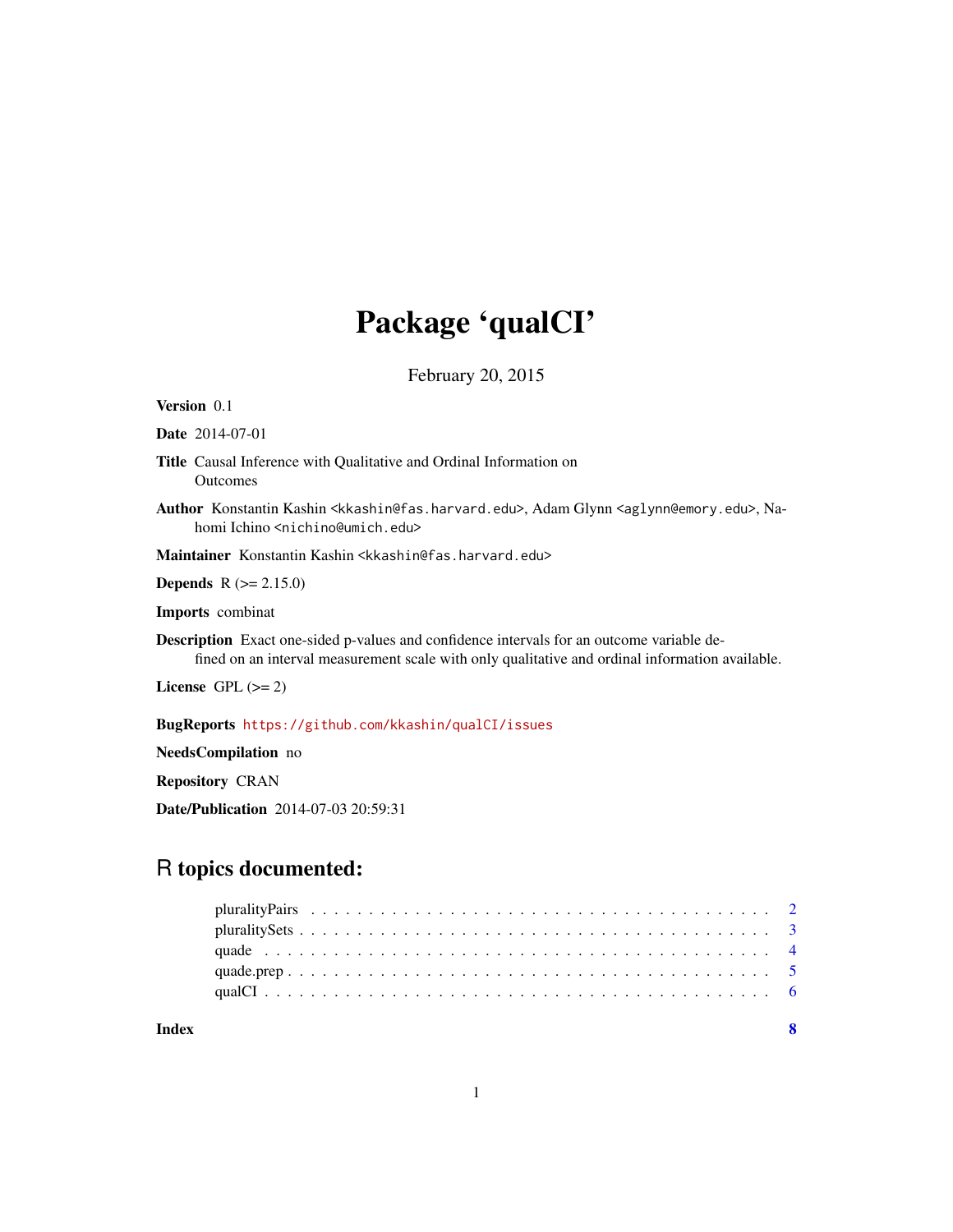# Package 'qualCI'

February 20, 2015

**Version** 0.1

**Date** 2014-07-01

**Title** Causal Inference with Qualitative and Ordinal Information on Outcomes

**Author** Konstantin Kashin <kkashin@fas.harvard.edu>, Adam Glynn <aglynn@emory.edu>, Nahomi Ichino <nichino@umich.edu>

**Maintainer** Konstantin Kashin <kkashin@fas.harvard.edu>

**Depends** R (>= 2.15.0)

**Imports** combinat

**Description** Exact one-sided p-values and confidence intervals for an outcome variable defined on an interval measurement scale with only qualitative and ordinal information available.

**License** GPL (>= 2)

**BugReports** https://github.com/kkashin/qualCI/issues

**NeedsCompilation** no

**Repository** CRAN

**Date/Publication** 2014-07-03 20:59:31

## R topics documented:

- pluralityPairs . . . . . . . . . . . . . . . . . . . . . . . . . . . . . . . . . . . . . . . . 2
- pluralitySets . . . . . . . . . . . . . . . . . . . . . . . . . . . . . . . . . . . . . . . . 3
- quade . . . . . . . . . . . . . . . . . . . . . . . . . . . . . . . . . . . . . . . . 4
- quade.prep . . . . . . . . . . . . . . . . . . . . . . . . . . . . . . . . . . . . . . . . 5
- qualCI . . . . . . . . . . . . . . . . . . . . . . . . . . . . . . . . . . . . . . . . 6

**Index** 8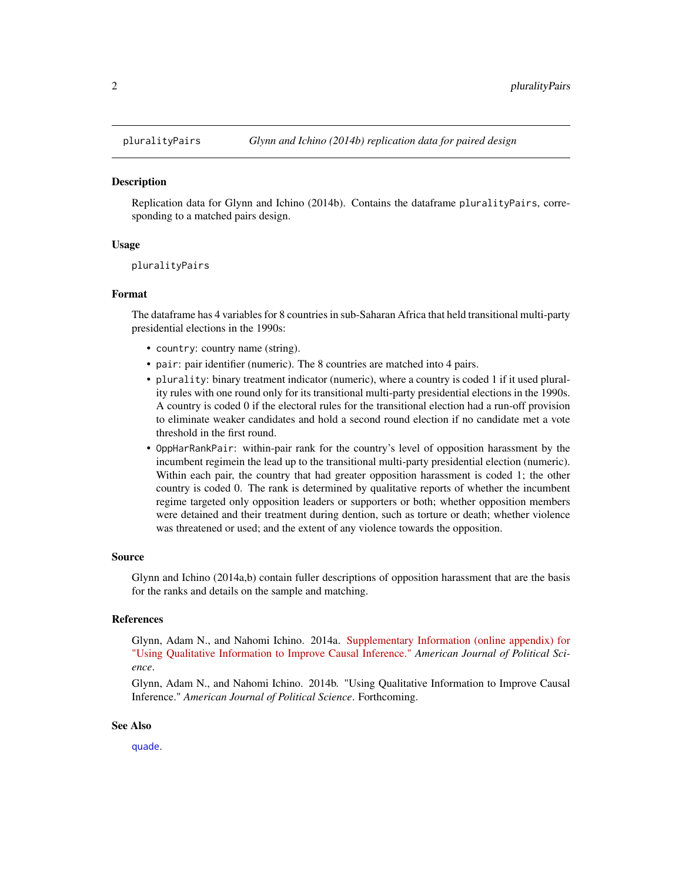# pluralityPairs — *Glynn and Ichino (2014b) replication data for paired design*

## Description

Replication data for Glynn and Ichino (2014b). Contains the dataframe `pluralityPairs`, corresponding to a matched pairs design.

## Usage

```
pluralityPairs
```

## Format

The dataframe has 4 variables for 8 countries in sub-Saharan Africa that held transitional multi-party presidential elections in the 1990s:

- `country`: country name (string).
- `pair`: pair identifier (numeric). The 8 countries are matched into 4 pairs.
- `plurality`: binary treatment indicator (numeric), where a country is coded 1 if it used plurality rules with one round only for its transitional multi-party presidential elections in the 1990s. A country is coded 0 if the electoral rules for the transitional election had a run-off provision to eliminate weaker candidates and hold a second round election if no candidate met a vote threshold in the first round.
- `OppHarRankPair`: within-pair rank for the country's level of opposition harassment by the incumbent regimein the lead up to the transitional multi-party presidential election (numeric). Within each pair, the country that had greater opposition harassment is coded 1; the other country is coded 0. The rank is determined by qualitative reports of whether the incumbent regime targeted only opposition leaders or supporters or both; whether opposition members were detained and their treatment during dention, such as torture or death; whether violence was threatened or used; and the extent of any violence towards the opposition.

## Source

Glynn and Ichino (2014a,b) contain fuller descriptions of opposition harassment that are the basis for the ranks and details on the sample and matching.

## References

Glynn, Adam N., and Nahomi Ichino. 2014a. Supplementary Information (online appendix) for "Using Qualitative Information to Improve Causal Inference." *American Journal of Political Science*.

Glynn, Adam N., and Nahomi Ichino. 2014b. "Using Qualitative Information to Improve Causal Inference." *American Journal of Political Science*. Forthcoming.

## See Also

`quade`.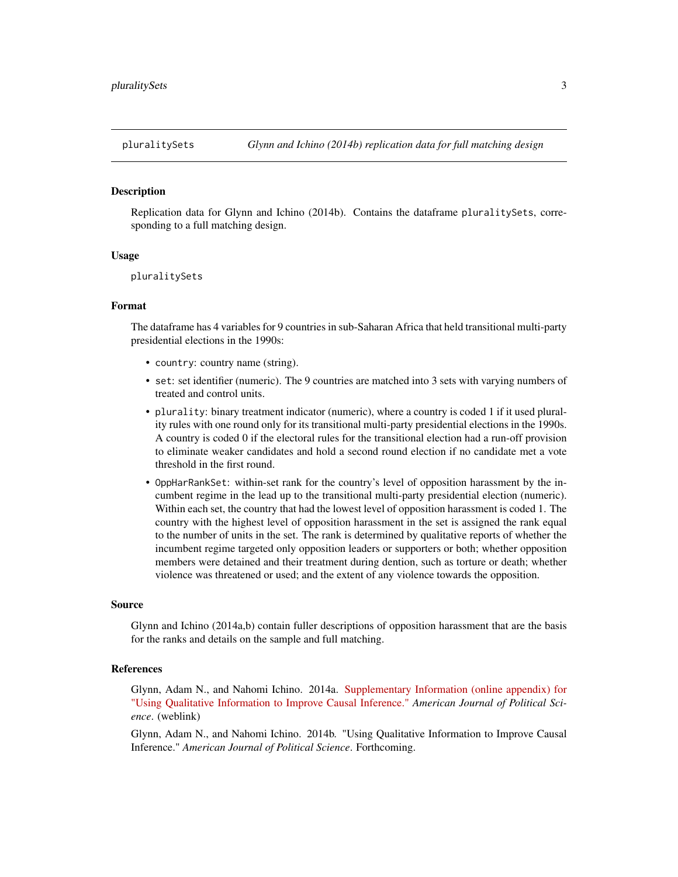## pluralitySets — *Glynn and Ichino (2014b) replication data for full matching design*

### Description

Replication data for Glynn and Ichino (2014b). Contains the dataframe `pluralitySets`, corresponding to a full matching design.

### Usage

```
pluralitySets
```

### Format

The dataframe has 4 variables for 9 countries in sub-Saharan Africa that held transitional multi-party presidential elections in the 1990s:

- `country`: country name (string).
- `set`: set identifier (numeric). The 9 countries are matched into 3 sets with varying numbers of treated and control units.
- `plurality`: binary treatment indicator (numeric), where a country is coded 1 if it used plurality rules with one round only for its transitional multi-party presidential elections in the 1990s. A country is coded 0 if the electoral rules for the transitional election had a run-off provision to eliminate weaker candidates and hold a second round election if no candidate met a vote threshold in the first round.
- `OppHarRankSet`: within-set rank for the country's level of opposition harassment by the incumbent regime in the lead up to the transitional multi-party presidential election (numeric). Within each set, the country that had the lowest level of opposition harassment is coded 1. The country with the highest level of opposition harassment in the set is assigned the rank equal to the number of units in the set. The rank is determined by qualitative reports of whether the incumbent regime targeted only opposition leaders or supporters or both; whether opposition members were detained and their treatment during dention, such as torture or death; whether violence was threatened or used; and the extent of any violence towards the opposition.

### Source

Glynn and Ichino (2014a,b) contain fuller descriptions of opposition harassment that are the basis for the ranks and details on the sample and full matching.

### References

Glynn, Adam N., and Nahomi Ichino. 2014a. Supplementary Information (online appendix) for "Using Qualitative Information to Improve Causal Inference." *American Journal of Political Science*. (weblink)

Glynn, Adam N., and Nahomi Ichino. 2014b. "Using Qualitative Information to Improve Causal Inference." *American Journal of Political Science*. Forthcoming.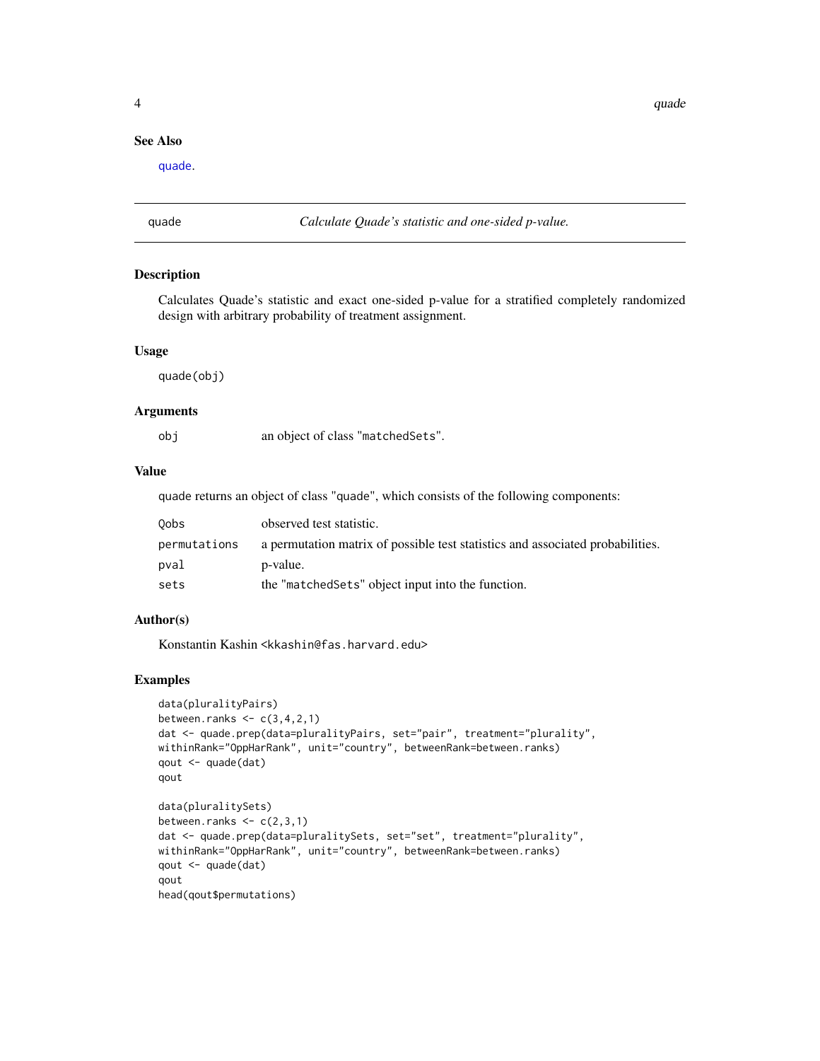## See Also

quade.

---

**quade** *Calculate Quade's statistic and one-sided p-value.*

---

### Description

Calculates Quade's statistic and exact one-sided p-value for a stratified completely randomized design with arbitrary probability of treatment assignment.

### Usage

```
quade(obj)
```

### Arguments

| | |
|---|---|
| `obj` | an object of class "`matchedSets`". |

### Value

`quade` returns an object of class "`quade`", which consists of the following components:

| | |
|---|---|
| `Qobs` | observed test statistic. |
| `permutations` | a permutation matrix of possible test statistics and associated probabilities. |
| `pval` | p-value. |
| `sets` | the "`matchedSets`" object input into the function. |

### Author(s)

Konstantin Kashin <kkashin@fas.harvard.edu>

### Examples

```
data(pluralityPairs)
between.ranks <- c(3,4,2,1)
dat <- quade.prep(data=pluralityPairs, set="pair", treatment="plurality",
withinRank="OppHarRank", unit="country", betweenRank=between.ranks)
qout <- quade(dat)
qout

data(pluralitySets)
between.ranks <- c(2,3,1)
dat <- quade.prep(data=pluralitySets, set="set", treatment="plurality",
withinRank="OppHarRank", unit="country", betweenRank=between.ranks)
qout <- quade(dat)
qout
head(qout$permutations)
```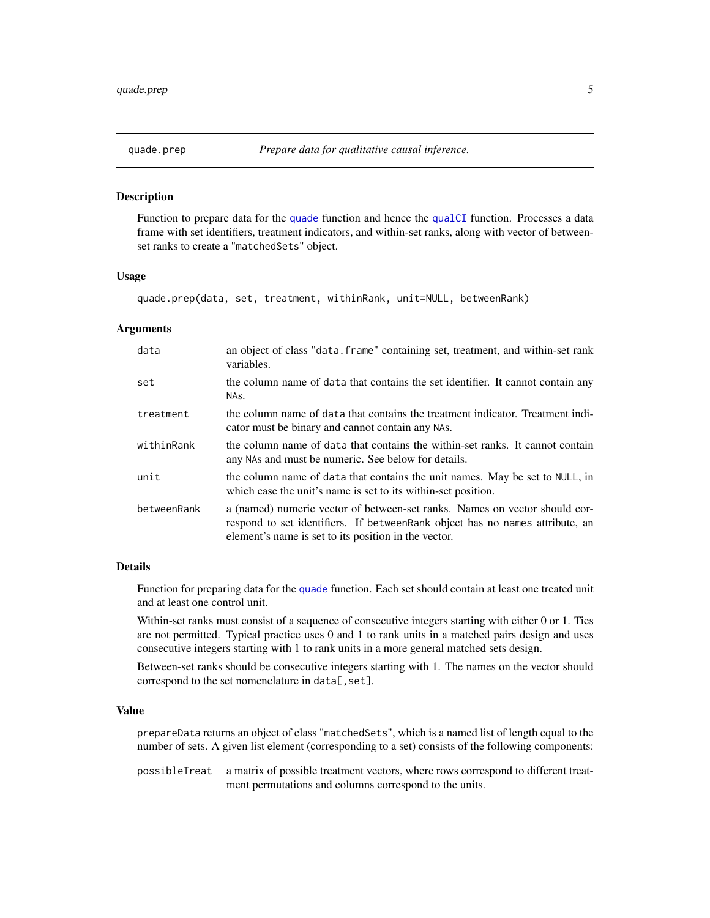## quade.prep — *Prepare data for qualitative causal inference.*

### Description

Function to prepare data for the `quade` function and hence the `qualCI` function. Processes a data frame with set identifiers, treatment indicators, and within-set ranks, along with vector of between-set ranks to create a "`matchedSets`" object.

### Usage

```
quade.prep(data, set, treatment, withinRank, unit=NULL, betweenRank)
```

### Arguments

| | |
|---|---|
| `data` | an object of class "`data.frame`" containing set, treatment, and within-set rank variables. |
| `set` | the column name of `data` that contains the set identifier. It cannot contain any `NA`s. |
| `treatment` | the column name of `data` that contains the treatment indicator. Treatment indicator must be binary and cannot contain any `NA`s. |
| `withinRank` | the column name of `data` that contains the within-set ranks. It cannot contain any `NA`s and must be numeric. See below for details. |
| `unit` | the column name of `data` that contains the unit names. May be set to `NULL`, in which case the unit's name is set to its within-set position. |
| `betweenRank` | a (named) numeric vector of between-set ranks. Names on vector should correspond to set identifiers. If `betweenRank` object has no `names` attribute, an element's name is set to its position in the vector. |

### Details

Function for preparing data for the `quade` function. Each set should contain at least one treated unit and at least one control unit.

Within-set ranks must consist of a sequence of consecutive integers starting with either 0 or 1. Ties are not permitted. Typical practice uses 0 and 1 to rank units in a matched pairs design and uses consecutive integers starting with 1 to rank units in a more general matched sets design.

Between-set ranks should be consecutive integers starting with 1. The names on the vector should correspond to the set nomenclature in `data[,set]`.

### Value

`prepareData` returns an object of class "`matchedSets`", which is a named list of length equal to the number of sets. A given list element (corresponding to a set) consists of the following components:

| | |
|---|---|
| `possibleTreat` | a matrix of possible treatment vectors, where rows correspond to different treatment permutations and columns correspond to the units. |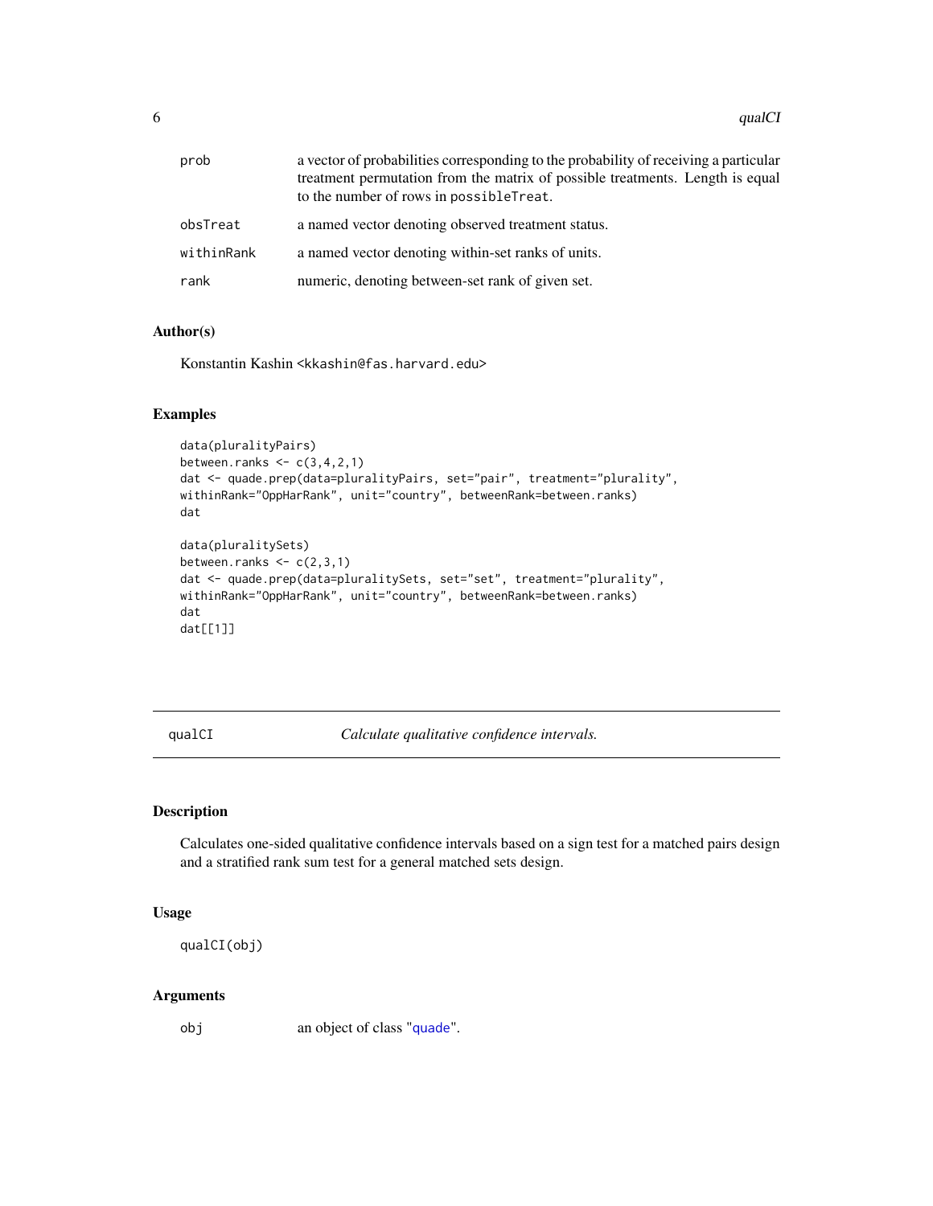| | |
|---|---|
| prob | a vector of probabilities corresponding to the probability of receiving a particular treatment permutation from the matrix of possible treatments. Length is equal to the number of rows in `possibleTreat`. |
| obsTreat | a named vector denoting observed treatment status. |
| withinRank | a named vector denoting within-set ranks of units. |
| rank | numeric, denoting between-set rank of given set. |

### Author(s)

Konstantin Kashin <kkashin@fas.harvard.edu>

### Examples

```
data(pluralityPairs)
between.ranks <- c(3,4,2,1)
dat <- quade.prep(data=pluralityPairs, set="pair", treatment="plurality",
withinRank="OppHarRank", unit="country", betweenRank=between.ranks)
dat

data(pluralitySets)
between.ranks <- c(2,3,1)
dat <- quade.prep(data=pluralitySets, set="set", treatment="plurality",
withinRank="OppHarRank", unit="country", betweenRank=between.ranks)
dat
dat[[1]]
```

---

## qualCI — *Calculate qualitative confidence intervals.*

---

### Description

Calculates one-sided qualitative confidence intervals based on a sign test for a matched pairs design and a stratified rank sum test for a general matched sets design.

### Usage

```
qualCI(obj)
```

### Arguments

| | |
|---|---|
| obj | an object of class "quade". |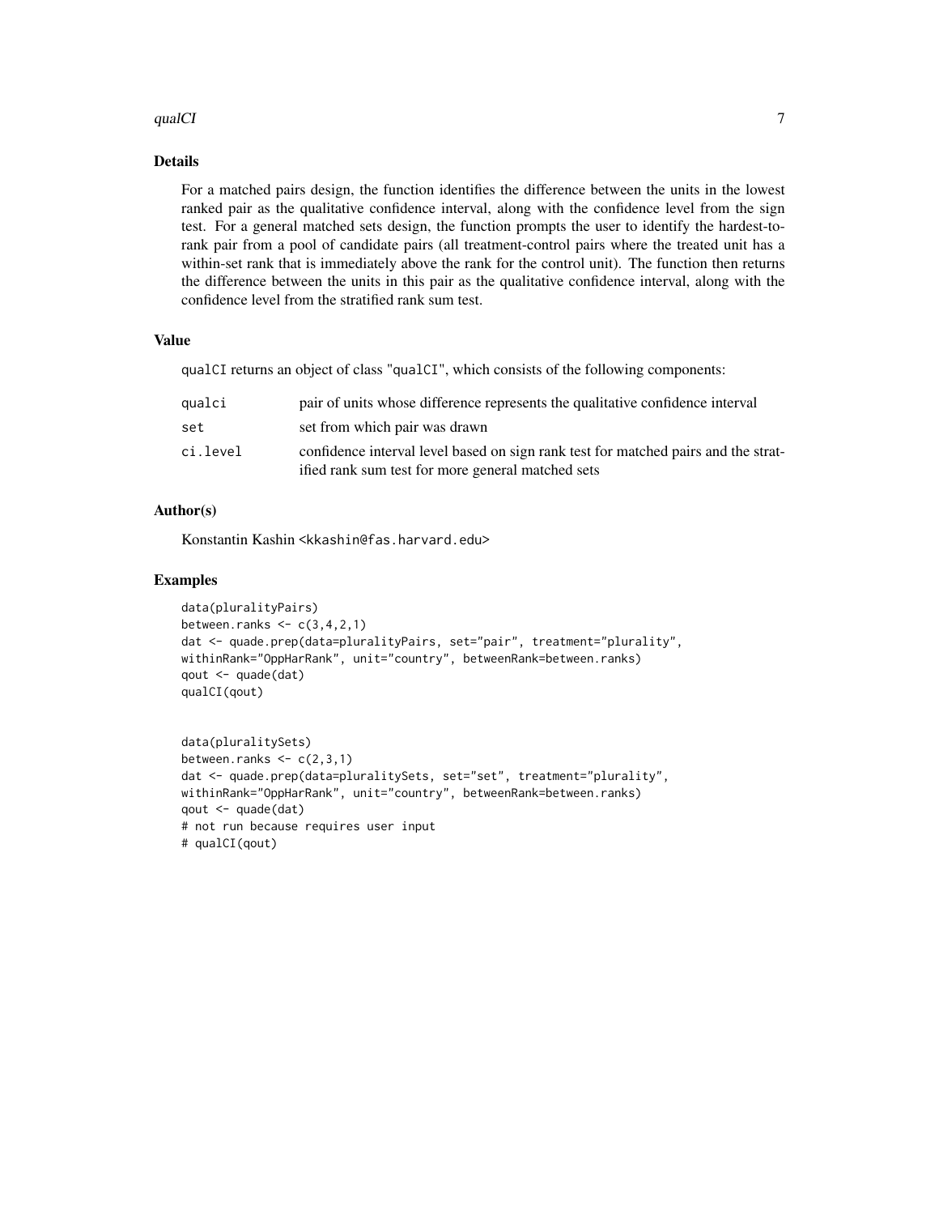## Details

For a matched pairs design, the function identifies the difference between the units in the lowest ranked pair as the qualitative confidence interval, along with the confidence level from the sign test. For a general matched sets design, the function prompts the user to identify the hardest-to-rank pair from a pool of candidate pairs (all treatment-control pairs where the treated unit has a within-set rank that is immediately above the rank for the control unit). The function then returns the difference between the units in this pair as the qualitative confidence interval, along with the confidence level from the stratified rank sum test.

## Value

`qualCI` returns an object of class `"qualCI"`, which consists of the following components:

| | |
|---|---|
| `qualci` | pair of units whose difference represents the qualitative confidence interval |
| `set` | set from which pair was drawn |
| `ci.level` | confidence interval level based on sign rank test for matched pairs and the stratified rank sum test for more general matched sets |

## Author(s)

Konstantin Kashin <kkashin@fas.harvard.edu>

## Examples

```
data(pluralityPairs)
between.ranks <- c(3,4,2,1)
dat <- quade.prep(data=pluralityPairs, set="pair", treatment="plurality",
withinRank="OppHarRank", unit="country", betweenRank=between.ranks)
qout <- quade(dat)
qualCI(qout)


data(pluralitySets)
between.ranks <- c(2,3,1)
dat <- quade.prep(data=pluralitySets, set="set", treatment="plurality",
withinRank="OppHarRank", unit="country", betweenRank=between.ranks)
qout <- quade(dat)
# not run because requires user input
# qualCI(qout)
```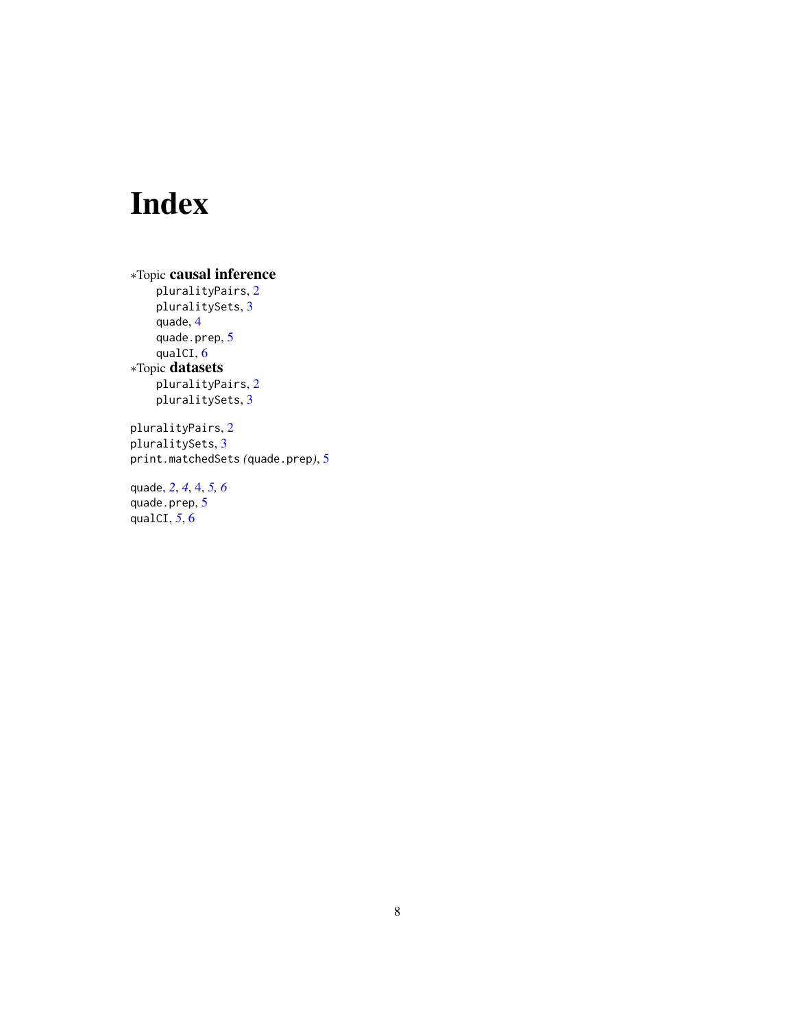# Index

∗Topic **causal inference**

- pluralityPairs, 2
- pluralitySets, 3
- quade, 4
- quade.prep, 5
- qualCI, 6

∗Topic **datasets**

- pluralityPairs, 2
- pluralitySets, 3

pluralityPairs, 2
pluralitySets, 3
print.matchedSets *(*quade.prep*)*, 5

quade, *2*, *4*, 4, *5*, *6*
quade.prep, 5
qualCI, *5*, 6